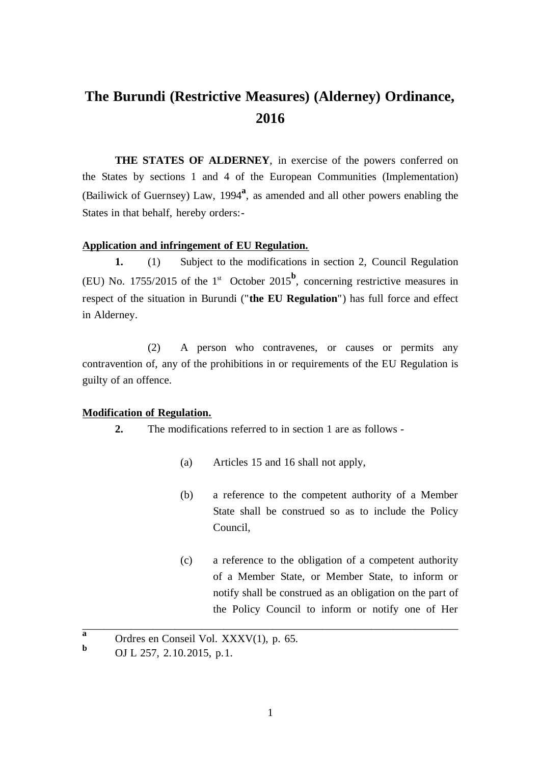# The Burundi (Restrictive Measures) (Alderney) Ordinance, 2016

**THE STATES OF ALDERNEY**, in exercise of the powers conferred on the States by sections 1 and 4 of the European Communities (Implementation) (Bailiwick of Guernsey) Law, 1994[a], as amended and all other powers enabling the States in that behalf, hereby orders:-

**Application and infringement of EU Regulation.**

**1.** (1) Subject to the modifications in section 2, Council Regulation (EU) No. 1755/2015 of the 1st October 2015[b], concerning restrictive measures in respect of the situation in Burundi ("**the EU Regulation**") has full force and effect in Alderney.

(2) A person who contravenes, or causes or permits any contravention of, any of the prohibitions in or requirements of the EU Regulation is guilty of an offence.

**Modification of Regulation.**

**2.** The modifications referred to in section 1 are as follows -

(a) Articles 15 and 16 shall not apply,

(b) a reference to the competent authority of a Member State shall be construed so as to include the Policy Council,

(c) a reference to the obligation of a competent authority of a Member State, or Member State, to inform or notify shall be construed as an obligation on the part of the Policy Council to inform or notify one of Her

---

[a] Ordres en Conseil Vol. XXXV(1), p. 65.

[b] OJ L 257, 2.10.2015, p.1.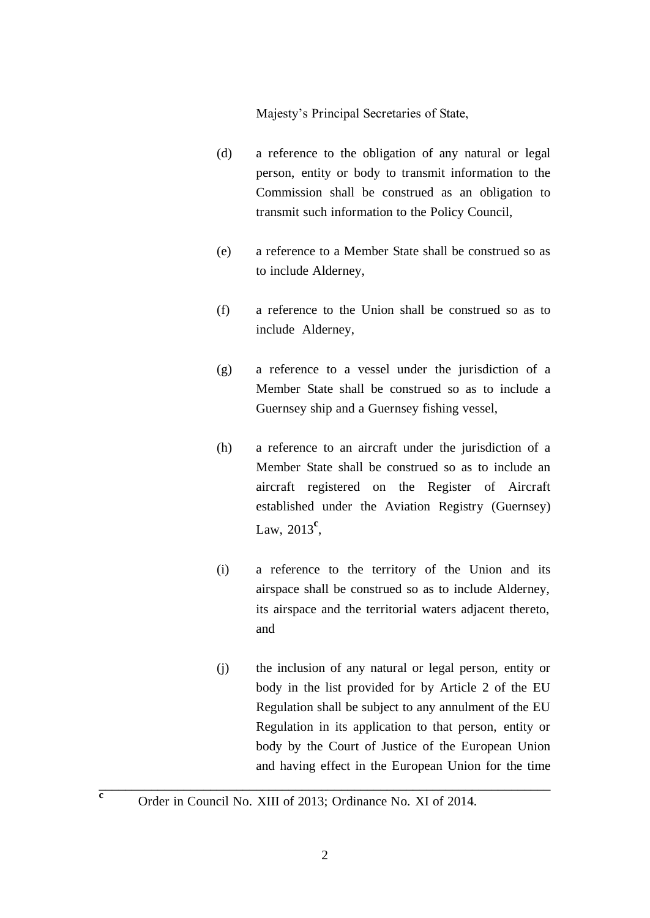Majesty's Principal Secretaries of State,

(d) a reference to the obligation of any natural or legal person, entity or body to transmit information to the Commission shall be construed as an obligation to transmit such information to the Policy Council,

(e) a reference to a Member State shall be construed so as to include Alderney,

(f) a reference to the Union shall be construed so as to include Alderney,

(g) a reference to a vessel under the jurisdiction of a Member State shall be construed so as to include a Guernsey ship and a Guernsey fishing vessel,

(h) a reference to an aircraft under the jurisdiction of a Member State shall be construed so as to include an aircraft registered on the Register of Aircraft established under the Aviation Registry (Guernsey) Law, 2013[c],

(i) a reference to the territory of the Union and its airspace shall be construed so as to include Alderney, its airspace and the territorial waters adjacent thereto, and

(j) the inclusion of any natural or legal person, entity or body in the list provided for by Article 2 of the EU Regulation shall be subject to any annulment of the EU Regulation in its application to that person, entity or body by the Court of Justice of the European Union and having effect in the European Union for the time

---

[c] Order in Council No. XIII of 2013; Ordinance No. XI of 2014.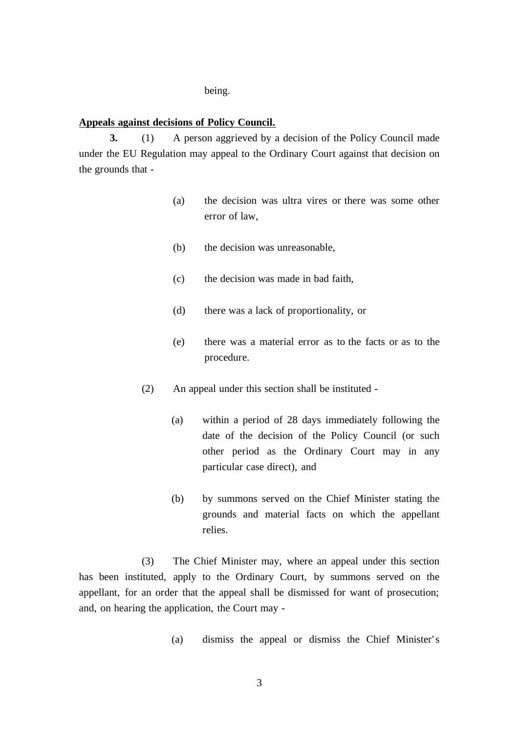being.

**Appeals against decisions of Policy Council.**

**3.** (1) A person aggrieved by a decision of the Policy Council made under the EU Regulation may appeal to the Ordinary Court against that decision on the grounds that -

(a) the decision was ultra vires or there was some other error of law,

(b) the decision was unreasonable,

(c) the decision was made in bad faith,

(d) there was a lack of proportionality, or

(e) there was a material error as to the facts or as to the procedure.

(2) An appeal under this section shall be instituted -

(a) within a period of 28 days immediately following the date of the decision of the Policy Council (or such other period as the Ordinary Court may in any particular case direct), and

(b) by summons served on the Chief Minister stating the grounds and material facts on which the appellant relies.

(3) The Chief Minister may, where an appeal under this section has been instituted, apply to the Ordinary Court, by summons served on the appellant, for an order that the appeal shall be dismissed for want of prosecution; and, on hearing the application, the Court may -

(a) dismiss the appeal or dismiss the Chief Minister's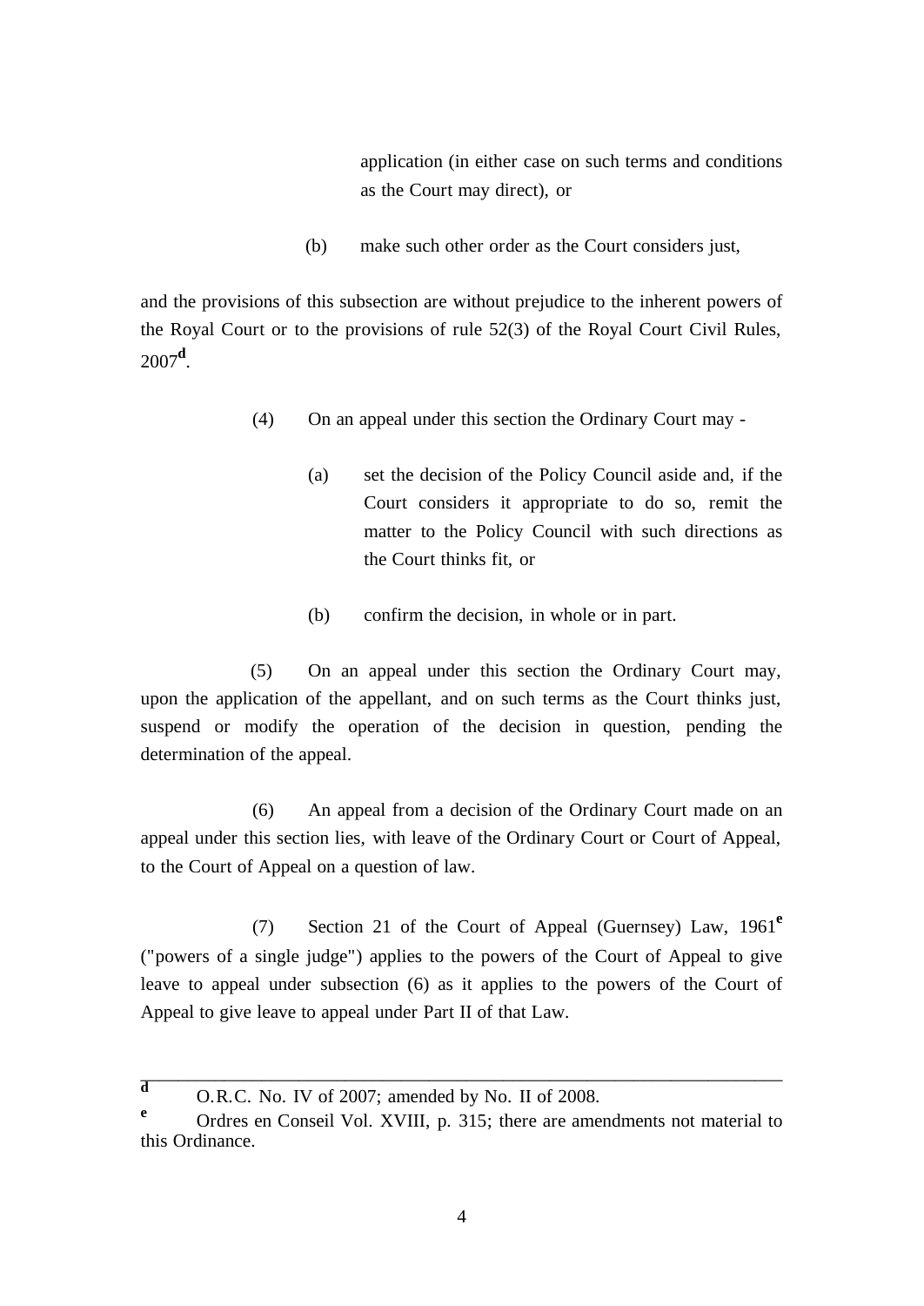application (in either case on such terms and conditions as the Court may direct), or

(b) make such other order as the Court considers just,

and the provisions of this subsection are without prejudice to the inherent powers of the Royal Court or to the provisions of rule 52(3) of the Royal Court Civil Rules, 2007[d].

(4) On an appeal under this section the Ordinary Court may -

(a) set the decision of the Policy Council aside and, if the Court considers it appropriate to do so, remit the matter to the Policy Council with such directions as the Court thinks fit, or

(b) confirm the decision, in whole or in part.

(5) On an appeal under this section the Ordinary Court may, upon the application of the appellant, and on such terms as the Court thinks just, suspend or modify the operation of the decision in question, pending the determination of the appeal.

(6) An appeal from a decision of the Ordinary Court made on an appeal under this section lies, with leave of the Ordinary Court or Court of Appeal, to the Court of Appeal on a question of law.

(7) Section 21 of the Court of Appeal (Guernsey) Law, 1961[e] ("powers of a single judge") applies to the powers of the Court of Appeal to give leave to appeal under subsection (6) as it applies to the powers of the Court of Appeal to give leave to appeal under Part II of that Law.

---

[d] O.R.C. No. IV of 2007; amended by No. II of 2008.

[e] Ordres en Conseil Vol. XVIII, p. 315; there are amendments not material to this Ordinance.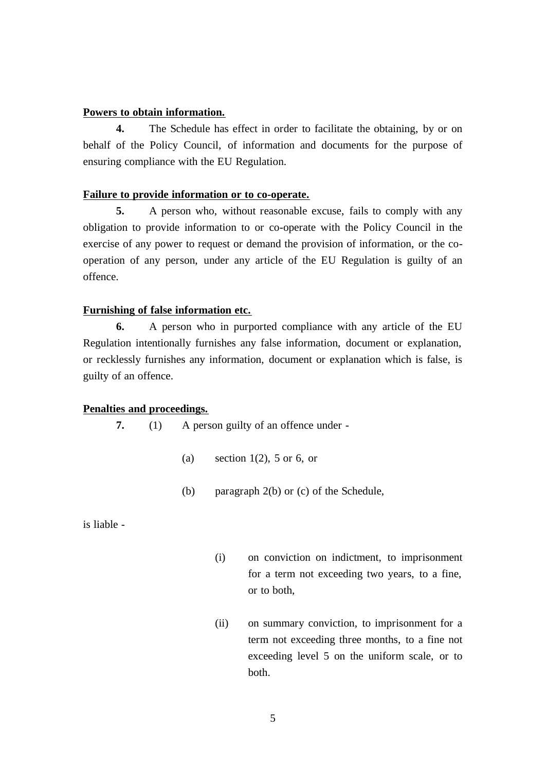**Powers to obtain information.**

**4.** The Schedule has effect in order to facilitate the obtaining, by or on behalf of the Policy Council, of information and documents for the purpose of ensuring compliance with the EU Regulation.

**Failure to provide information or to co-operate.**

**5.** A person who, without reasonable excuse, fails to comply with any obligation to provide information to or co-operate with the Policy Council in the exercise of any power to request or demand the provision of information, or the co-operation of any person, under any article of the EU Regulation is guilty of an offence.

**Furnishing of false information etc.**

**6.** A person who in purported compliance with any article of the EU Regulation intentionally furnishes any false information, document or explanation, or recklessly furnishes any information, document or explanation which is false, is guilty of an offence.

**Penalties and proceedings.**

**7.** (1) A person guilty of an offence under -

(a) section 1(2), 5 or 6, or

(b) paragraph 2(b) or (c) of the Schedule,

is liable -

(i) on conviction on indictment, to imprisonment for a term not exceeding two years, to a fine, or to both,

(ii) on summary conviction, to imprisonment for a term not exceeding three months, to a fine not exceeding level 5 on the uniform scale, or to both.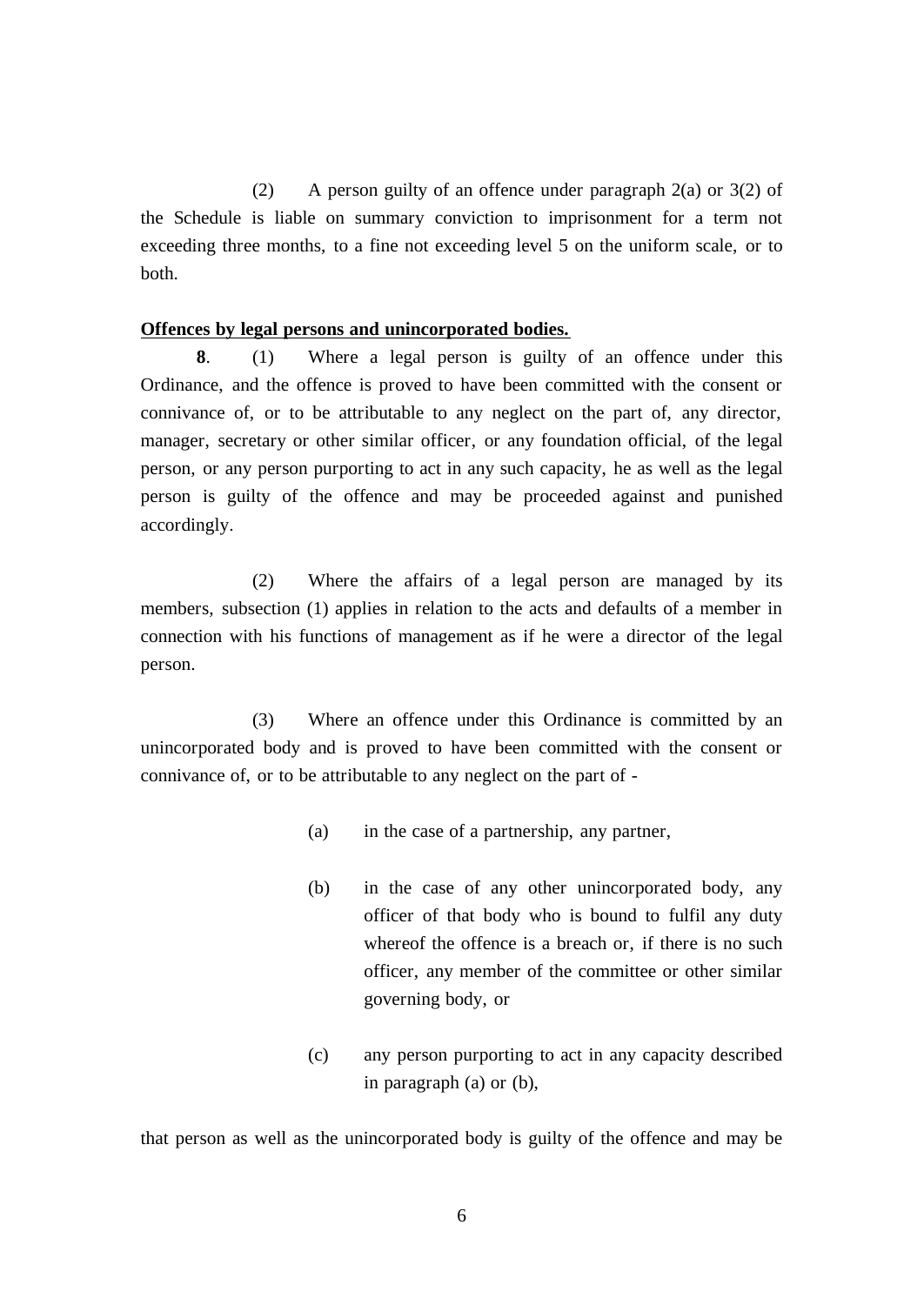(2) A person guilty of an offence under paragraph 2(a) or 3(2) of the Schedule is liable on summary conviction to imprisonment for a term not exceeding three months, to a fine not exceeding level 5 on the uniform scale, or to both.

**Offences by legal persons and unincorporated bodies.**

**8**. (1) Where a legal person is guilty of an offence under this Ordinance, and the offence is proved to have been committed with the consent or connivance of, or to be attributable to any neglect on the part of, any director, manager, secretary or other similar officer, or any foundation official, of the legal person, or any person purporting to act in any such capacity, he as well as the legal person is guilty of the offence and may be proceeded against and punished accordingly.

(2) Where the affairs of a legal person are managed by its members, subsection (1) applies in relation to the acts and defaults of a member in connection with his functions of management as if he were a director of the legal person.

(3) Where an offence under this Ordinance is committed by an unincorporated body and is proved to have been committed with the consent or connivance of, or to be attributable to any neglect on the part of -

(a) in the case of a partnership, any partner,

(b) in the case of any other unincorporated body, any officer of that body who is bound to fulfil any duty whereof the offence is a breach or, if there is no such officer, any member of the committee or other similar governing body, or

(c) any person purporting to act in any capacity described in paragraph (a) or (b),

that person as well as the unincorporated body is guilty of the offence and may be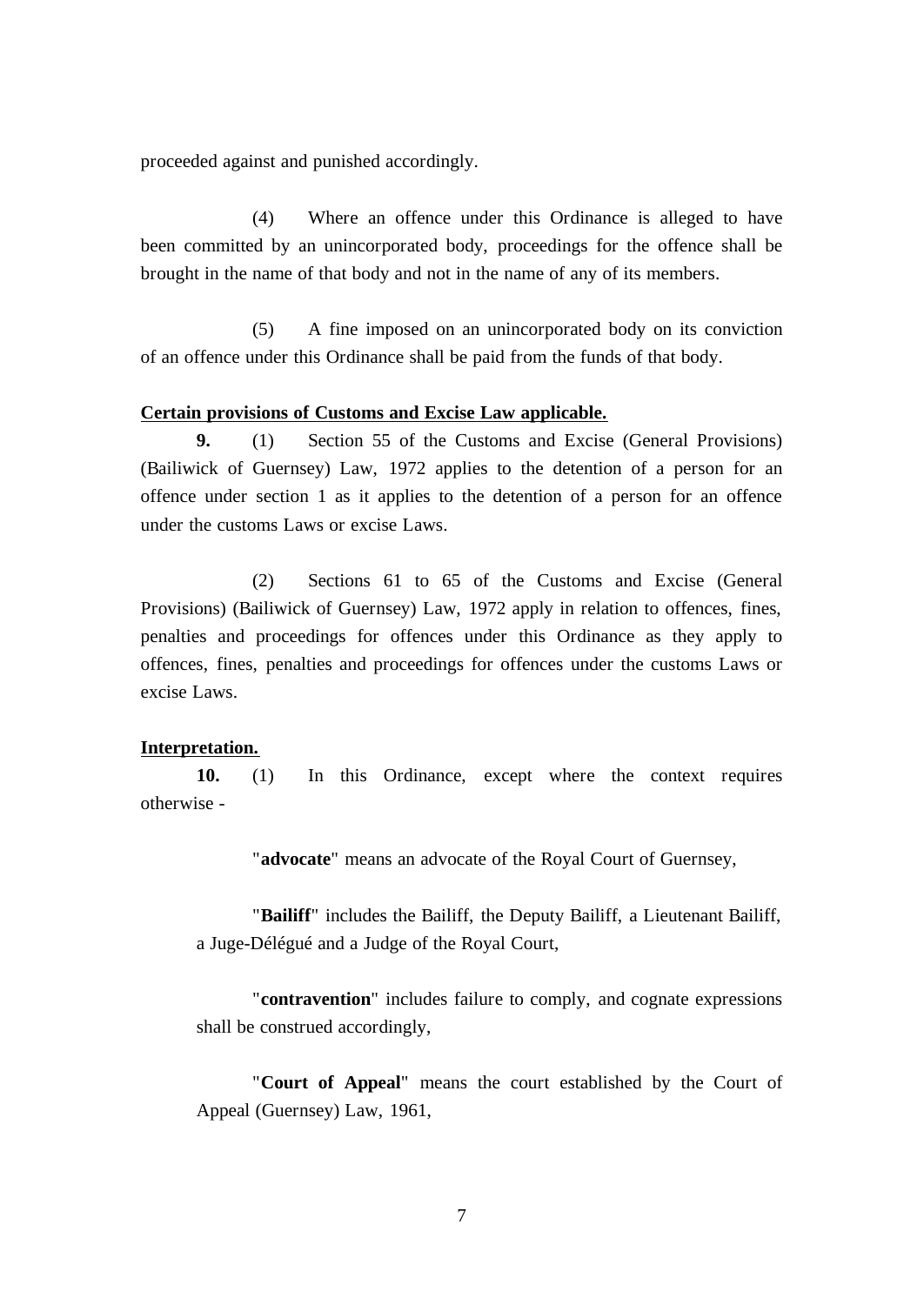proceeded against and punished accordingly.

(4) Where an offence under this Ordinance is alleged to have been committed by an unincorporated body, proceedings for the offence shall be brought in the name of that body and not in the name of any of its members.

(5) A fine imposed on an unincorporated body on its conviction of an offence under this Ordinance shall be paid from the funds of that body.

**Certain provisions of Customs and Excise Law applicable.**

**9.** (1) Section 55 of the Customs and Excise (General Provisions) (Bailiwick of Guernsey) Law, 1972 applies to the detention of a person for an offence under section 1 as it applies to the detention of a person for an offence under the customs Laws or excise Laws.

(2) Sections 61 to 65 of the Customs and Excise (General Provisions) (Bailiwick of Guernsey) Law, 1972 apply in relation to offences, fines, penalties and proceedings for offences under this Ordinance as they apply to offences, fines, penalties and proceedings for offences under the customs Laws or excise Laws.

**Interpretation.**

**10.** (1) In this Ordinance, except where the context requires otherwise -

"**advocate**" means an advocate of the Royal Court of Guernsey,

"**Bailiff**" includes the Bailiff, the Deputy Bailiff, a Lieutenant Bailiff, a Juge-Délégué and a Judge of the Royal Court,

"**contravention**" includes failure to comply, and cognate expressions shall be construed accordingly,

"**Court of Appeal**" means the court established by the Court of Appeal (Guernsey) Law, 1961,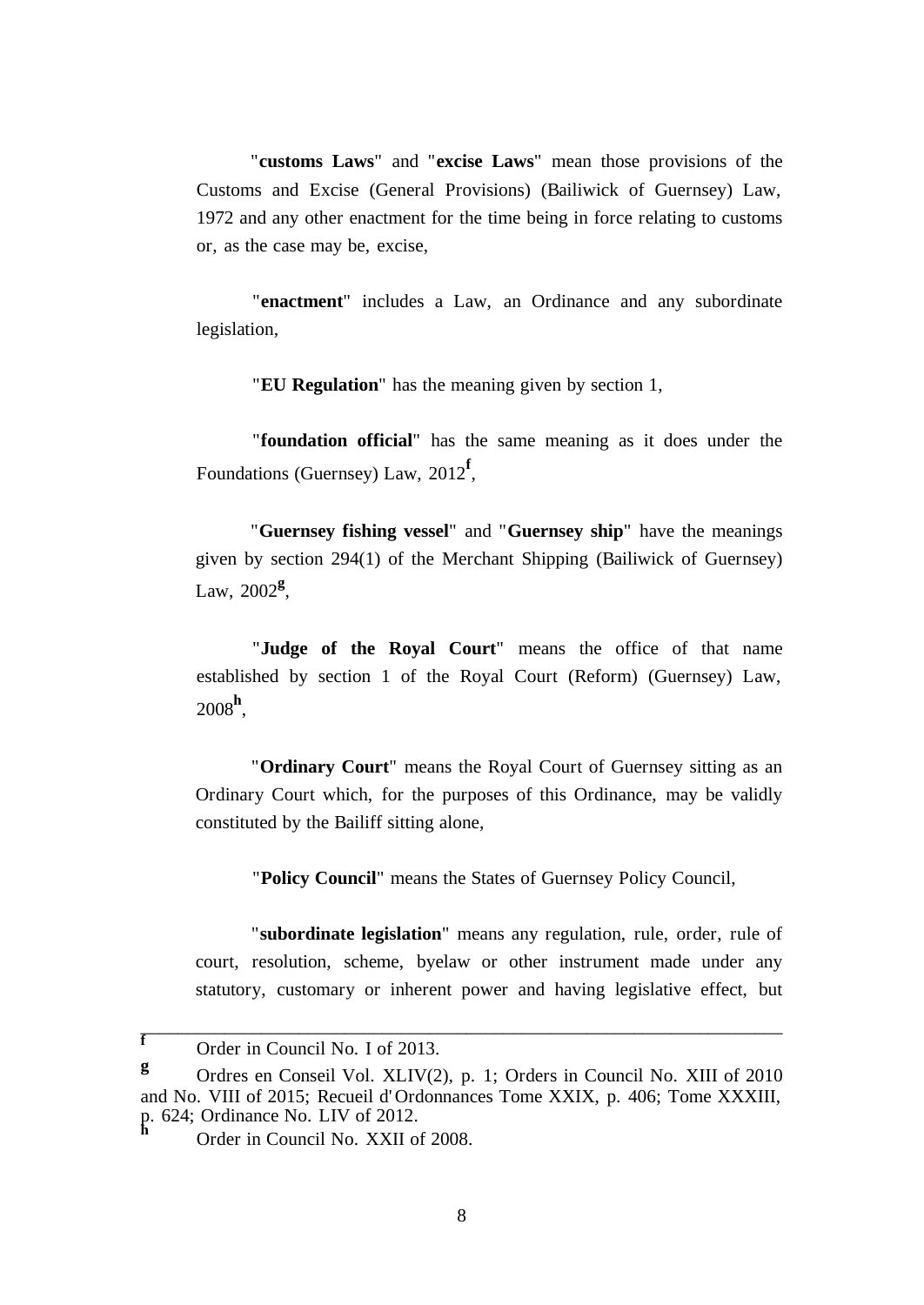"**customs Laws**" and "**excise Laws**" mean those provisions of the Customs and Excise (General Provisions) (Bailiwick of Guernsey) Law, 1972 and any other enactment for the time being in force relating to customs or, as the case may be, excise,

"**enactment**" includes a Law, an Ordinance and any subordinate legislation,

"**EU Regulation**" has the meaning given by section 1,

"**foundation official**" has the same meaning as it does under the Foundations (Guernsey) Law, 2012[f],

"**Guernsey fishing vessel**" and "**Guernsey ship**" have the meanings given by section 294(1) of the Merchant Shipping (Bailiwick of Guernsey) Law, 2002[g],

"**Judge of the Royal Court**" means the office of that name established by section 1 of the Royal Court (Reform) (Guernsey) Law, 2008[h],

"**Ordinary Court**" means the Royal Court of Guernsey sitting as an Ordinary Court which, for the purposes of this Ordinance, may be validly constituted by the Bailiff sitting alone,

"**Policy Council**" means the States of Guernsey Policy Council,

"**subordinate legislation**" means any regulation, rule, order, rule of court, resolution, scheme, byelaw or other instrument made under any statutory, customary or inherent power and having legislative effect, but

---

[f] Order in Council No. I of 2013.

[g] Ordres en Conseil Vol. XLIV(2), p. 1; Orders in Council No. XIII of 2010 and No. VIII of 2015; Recueil d'Ordonnances Tome XXIX, p. 406; Tome XXXIII, p. 624; Ordinance No. LIV of 2012.

[h] Order in Council No. XXII of 2008.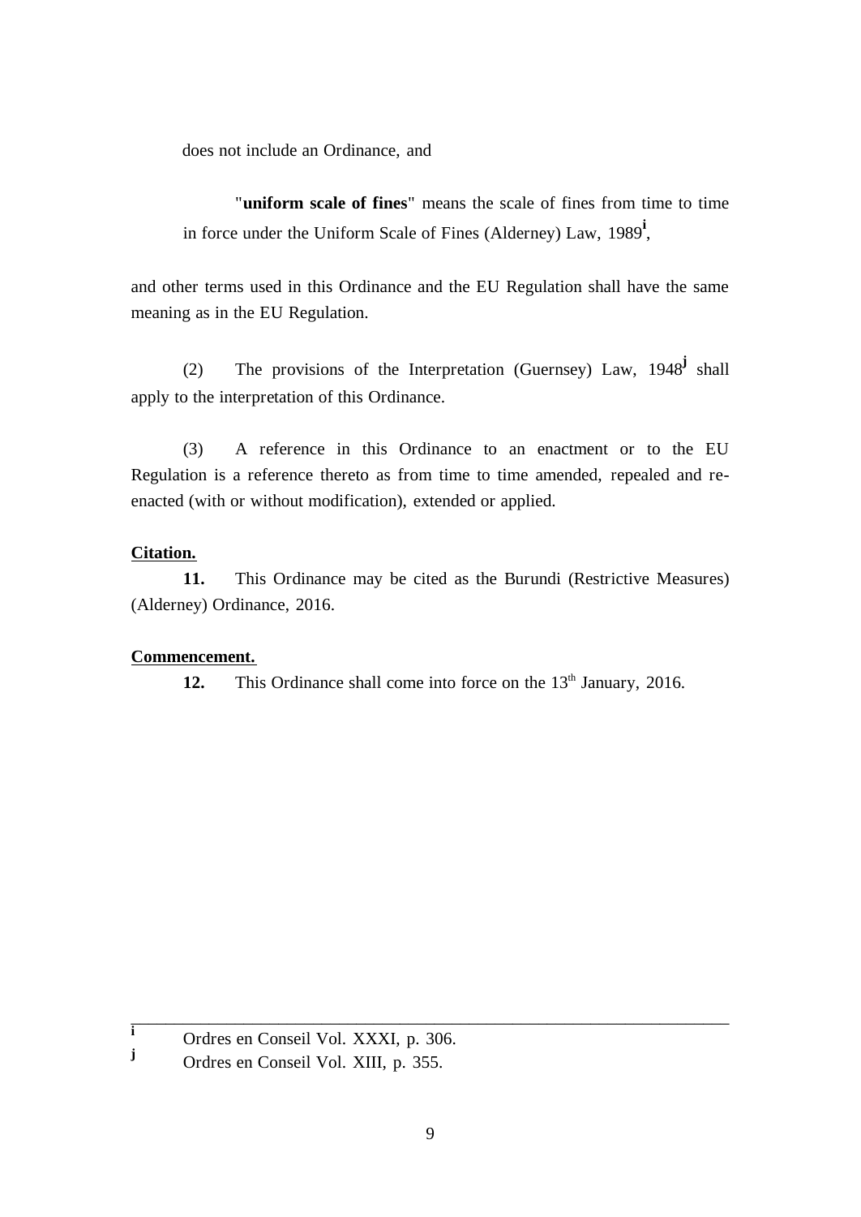does not include an Ordinance, and

"**uniform scale of fines**" means the scale of fines from time to time in force under the Uniform Scale of Fines (Alderney) Law, 1989[i],

and other terms used in this Ordinance and the EU Regulation shall have the same meaning as in the EU Regulation.

(2) The provisions of the Interpretation (Guernsey) Law, 1948[j] shall apply to the interpretation of this Ordinance.

(3) A reference in this Ordinance to an enactment or to the EU Regulation is a reference thereto as from time to time amended, repealed and re-enacted (with or without modification), extended or applied.

**Citation.**

**11.** This Ordinance may be cited as the Burundi (Restrictive Measures) (Alderney) Ordinance, 2016.

**Commencement.**

**12.** This Ordinance shall come into force on the 13th January, 2016.

---

[i] Ordres en Conseil Vol. XXXI, p. 306.

[j] Ordres en Conseil Vol. XIII, p. 355.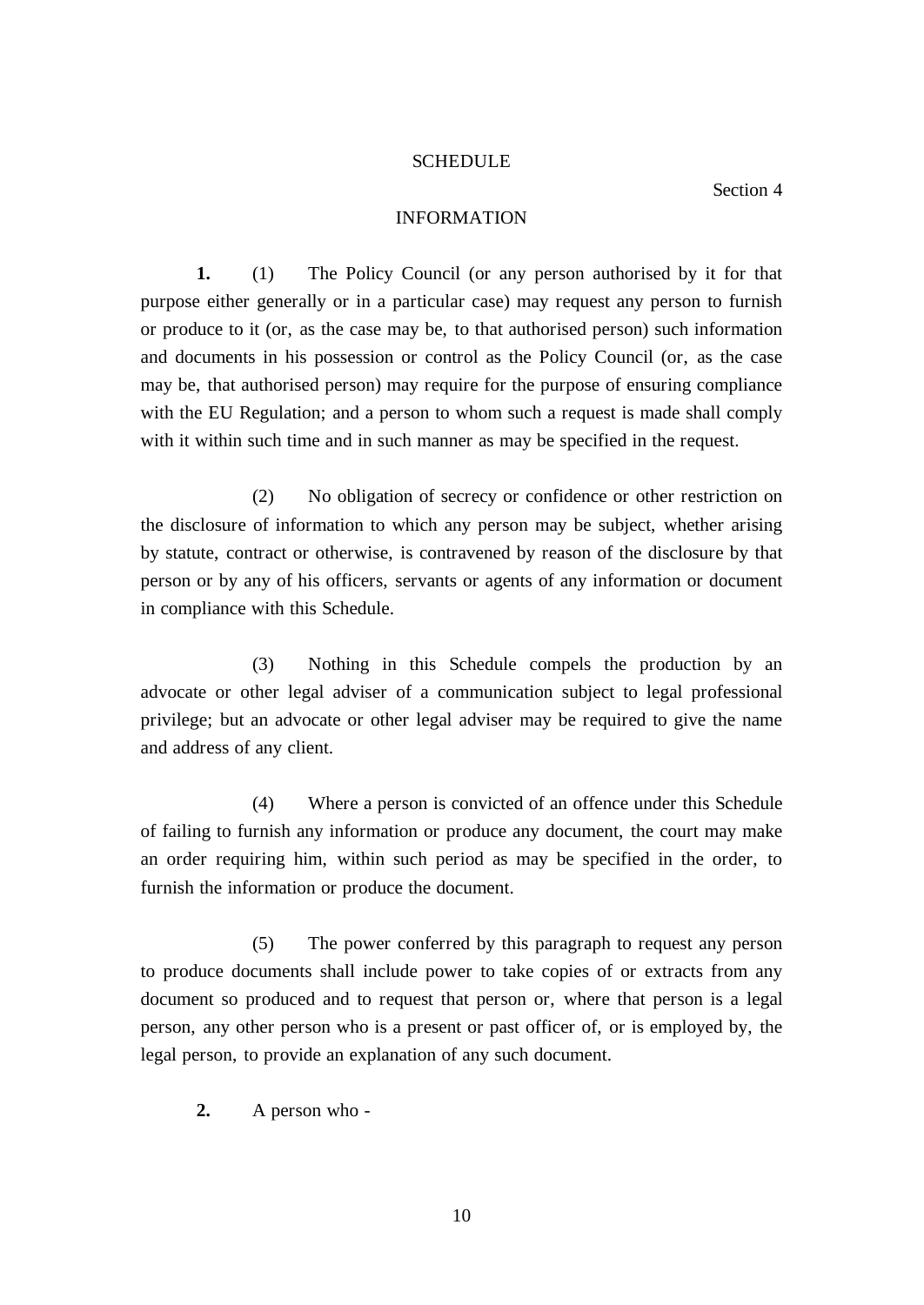# SCHEDULE

Section 4

## INFORMATION

**1.** (1) The Policy Council (or any person authorised by it for that purpose either generally or in a particular case) may request any person to furnish or produce to it (or, as the case may be, to that authorised person) such information and documents in his possession or control as the Policy Council (or, as the case may be, that authorised person) may require for the purpose of ensuring compliance with the EU Regulation; and a person to whom such a request is made shall comply with it within such time and in such manner as may be specified in the request.

(2) No obligation of secrecy or confidence or other restriction on the disclosure of information to which any person may be subject, whether arising by statute, contract or otherwise, is contravened by reason of the disclosure by that person or by any of his officers, servants or agents of any information or document in compliance with this Schedule.

(3) Nothing in this Schedule compels the production by an advocate or other legal adviser of a communication subject to legal professional privilege; but an advocate or other legal adviser may be required to give the name and address of any client.

(4) Where a person is convicted of an offence under this Schedule of failing to furnish any information or produce any document, the court may make an order requiring him, within such period as may be specified in the order, to furnish the information or produce the document.

(5) The power conferred by this paragraph to request any person to produce documents shall include power to take copies of or extracts from any document so produced and to request that person or, where that person is a legal person, any other person who is a present or past officer of, or is employed by, the legal person, to provide an explanation of any such document.

**2.** A person who -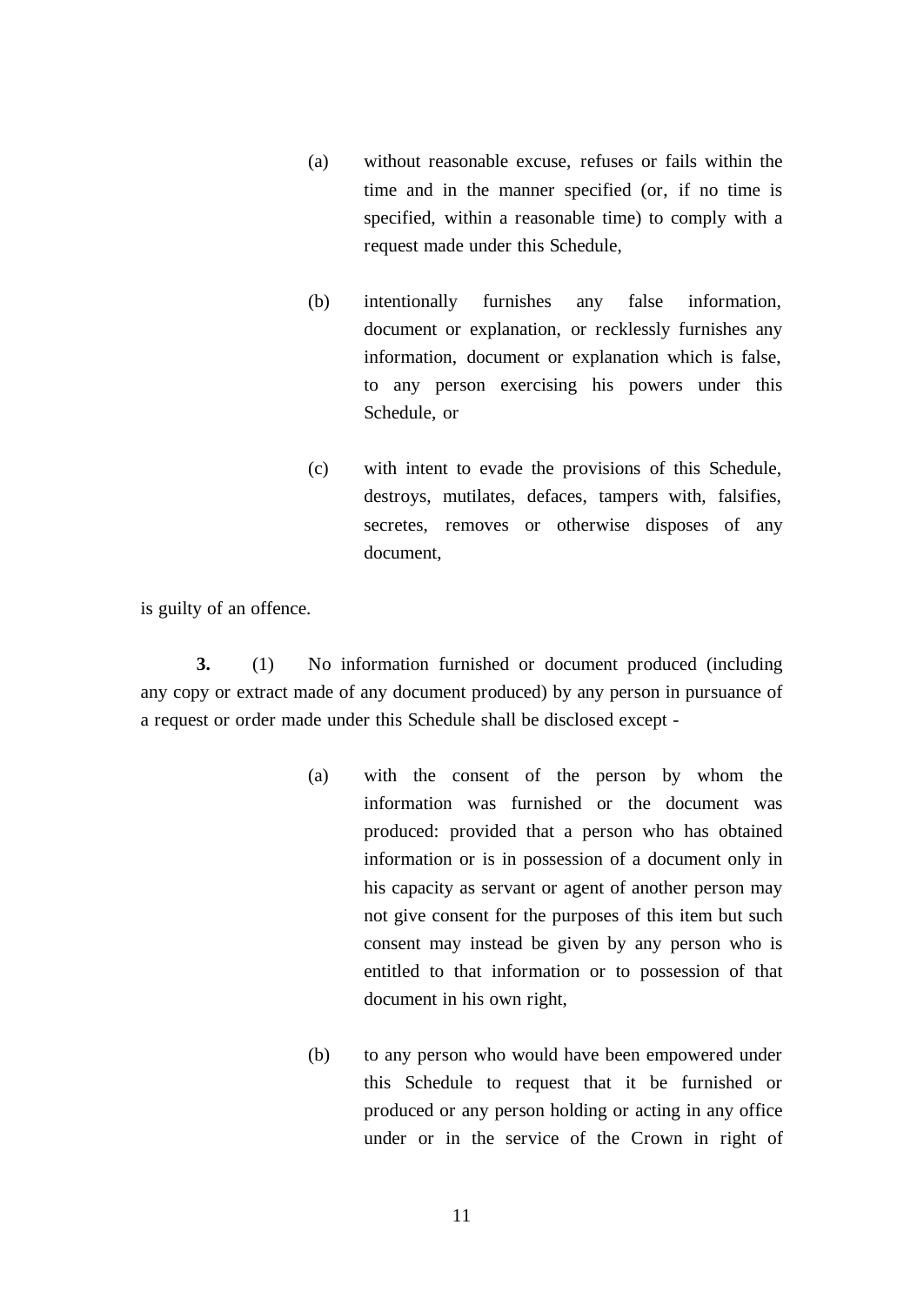(a) without reasonable excuse, refuses or fails within the time and in the manner specified (or, if no time is specified, within a reasonable time) to comply with a request made under this Schedule,

(b) intentionally furnishes any false information, document or explanation, or recklessly furnishes any information, document or explanation which is false, to any person exercising his powers under this Schedule, or

(c) with intent to evade the provisions of this Schedule, destroys, mutilates, defaces, tampers with, falsifies, secretes, removes or otherwise disposes of any document,

is guilty of an offence.

**3.** (1) No information furnished or document produced (including any copy or extract made of any document produced) by any person in pursuance of a request or order made under this Schedule shall be disclosed except -

(a) with the consent of the person by whom the information was furnished or the document was produced: provided that a person who has obtained information or is in possession of a document only in his capacity as servant or agent of another person may not give consent for the purposes of this item but such consent may instead be given by any person who is entitled to that information or to possession of that document in his own right,

(b) to any person who would have been empowered under this Schedule to request that it be furnished or produced or any person holding or acting in any office under or in the service of the Crown in right of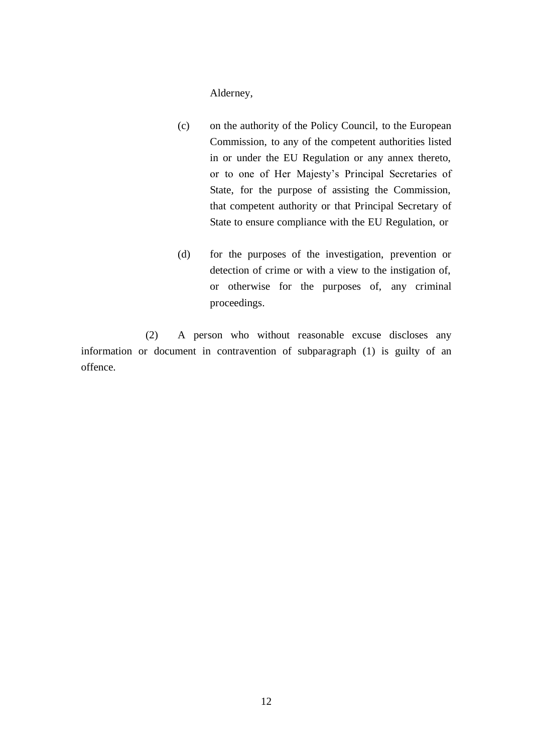Alderney,

(c) on the authority of the Policy Council, to the European Commission, to any of the competent authorities listed in or under the EU Regulation or any annex thereto, or to one of Her Majesty's Principal Secretaries of State, for the purpose of assisting the Commission, that competent authority or that Principal Secretary of State to ensure compliance with the EU Regulation, or

(d) for the purposes of the investigation, prevention or detection of crime or with a view to the instigation of, or otherwise for the purposes of, any criminal proceedings.

(2) A person who without reasonable excuse discloses any information or document in contravention of subparagraph (1) is guilty of an offence.